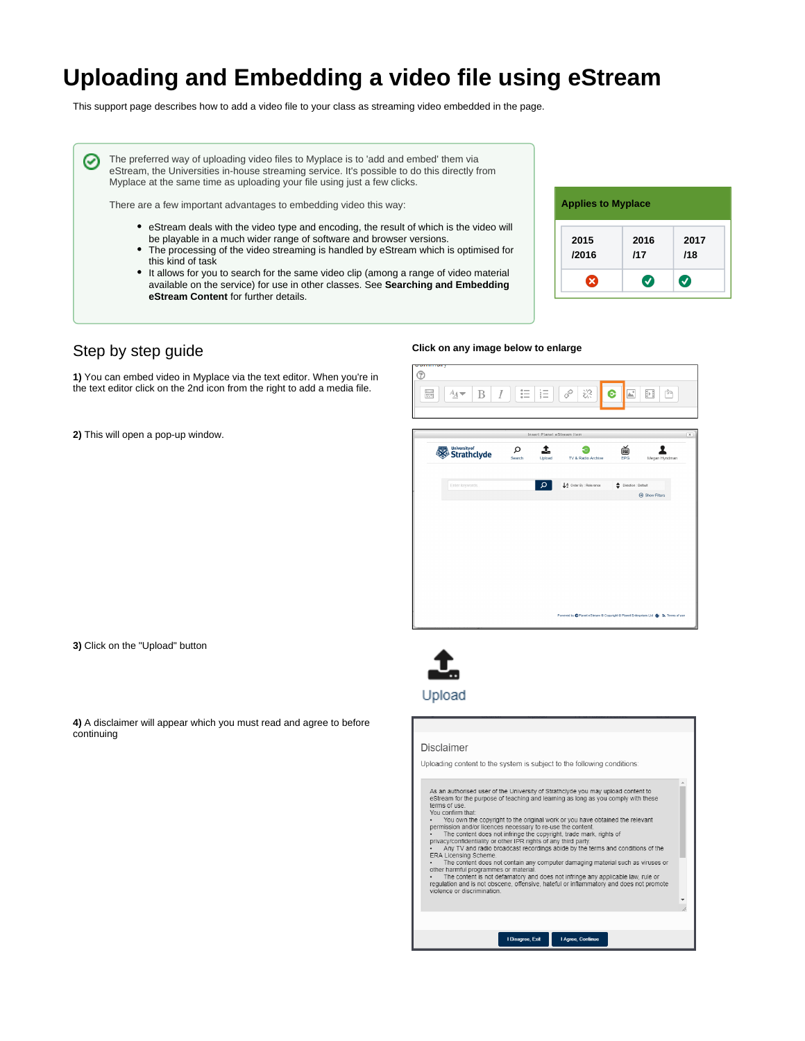# Uploading and Embedding a video file using eStream

This support page describes how to add a video file to your class as streaming video embedded in the page.

The preferred way of uploading video files to Myplace is to 'add and embed' them via eStream, the Universities in-house streaming service. It's possible to do this directly from Myplace at the same time as uploading your file using just a few clicks.

There are a few important advantages to embedding video this way:

- eStream deals with the video type and encoding, the result of which is the video will be playable in a much wider range of software and browser versions.
- The processing of the video streaming is handled by eStream which is optimised for this kind of task
- It allows for you to search for the same video clip (among a range of video material available on the service) for use in other classes. See **Searching and Embedding eStream Content** for further details.

| Applies to Myplace | | |
|---|---|---|
| 2015 /2016 | 2016 /17 | 2017 /18 |
| ✗ | ✓ | ✓ |

## Step by step guide

**Click on any image below to enlarge**

**1)** You can embed video in Myplace via the text editor. When you're in the text editor click on the 2nd icon from the right to add a media file.

**2)** This will open a pop-up window.

**3)** Click on the "Upload" button

**4)** A disclaimer will appear which you must read and agree to before continuing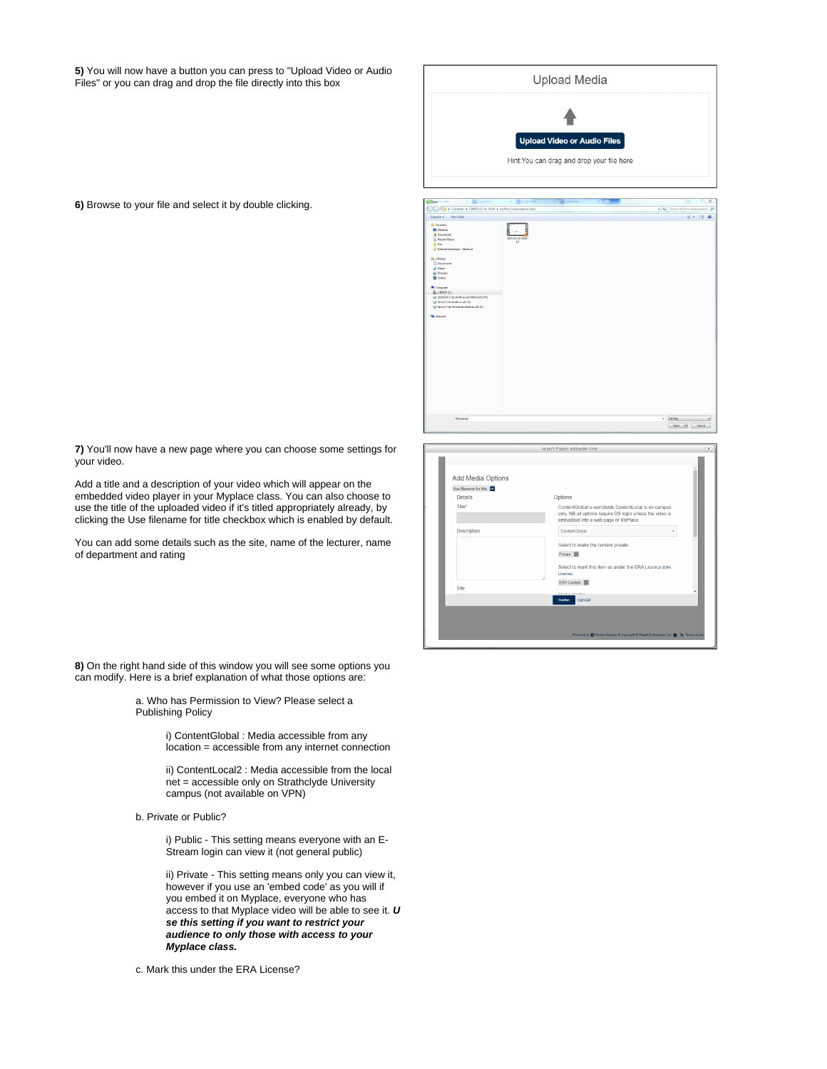**5)** You will now have a button you can press to "Upload Video or Audio Files" or you can drag and drop the file directly into this box

**6)** Browse to your file and select it by double clicking.

**7)** You'll now have a new page where you can choose some settings for your video.

Add a title and a description of your video which will appear on the embedded video player in your Myplace class. You can also choose to use the title of the uploaded video if it's titled appropriately already, by clicking the Use filename for title checkbox which is enabled by default.

You can add some details such as the site, name of the lecturer, name of department and rating

**8)** On the right hand side of this window you will see some options you can modify. Here is a brief explanation of what those options are:

a. Who has Permission to View? Please select a Publishing Policy

i) ContentGlobal : Media accessible from any location = accessible from any internet connection

ii) ContentLocal2 : Media accessible from the local net = accessible only on Strathclyde University campus (not available on VPN)

b. Private or Public?

i) Public - This setting means everyone with an E-Stream login can view it (not general public)

ii) Private - This setting means only you can view it, however if you use an 'embed code' as you will if you embed it on Myplace, everyone who has access to that Myplace video will be able to see it. ***Use this setting if you want to restrict your audience to only those with access to your Myplace class.***

c. Mark this under the ERA License?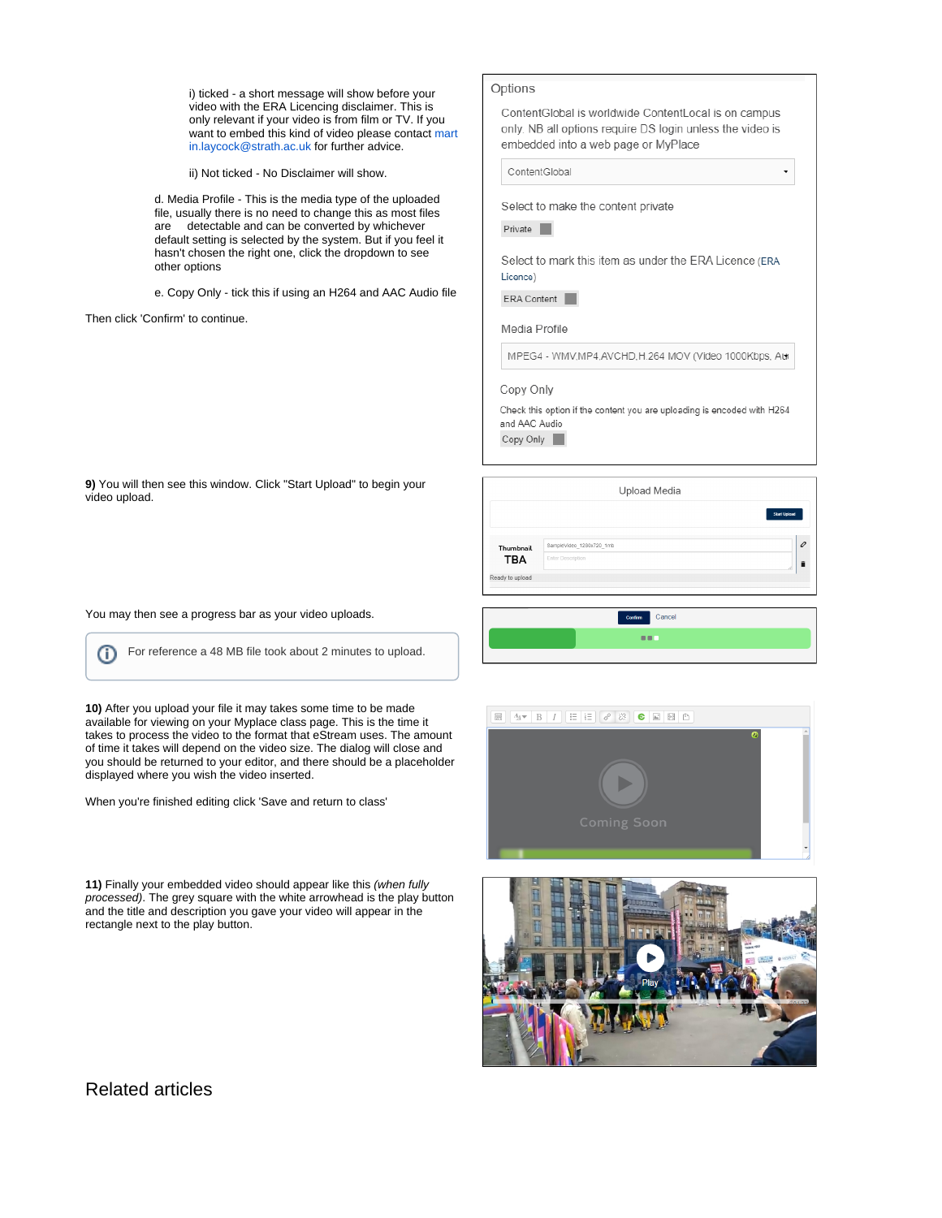i) ticked - a short message will show before your video with the ERA Licencing disclaimer. This is only relevant if your video is from film or TV. If you want to embed this kind of video please contact mart in.laycock@strath.ac.uk for further advice.

ii) Not ticked - No Disclaimer will show.

d. Media Profile - This is the media type of the uploaded file, usually there is no need to change this as most files are detectable and can be converted by whichever default setting is selected by the system. But if you feel it hasn't chosen the right one, click the dropdown to see other options

e. Copy Only - tick this if using an H264 and AAC Audio file

Then click 'Confirm' to continue.

**9)** You will then see this window. Click "Start Upload" to begin your video upload.

You may then see a progress bar as your video uploads.

> For reference a 48 MB file took about 2 minutes to upload.

**10)** After you upload your file it may takes some time to be made available for viewing on your Myplace class page. This is the time it takes to process the video to the format that eStream uses. The amount of time it takes will depend on the video size. The dialog will close and you should be returned to your editor, and there should be a placeholder displayed where you wish the video inserted.

When you're finished editing click 'Save and return to class'

**11)** Finally your embedded video should appear like this *(when fully processed)*. The grey square with the white arrowhead is the play button and the title and description you gave your video will appear in the rectangle next to the play button.

## Related articles